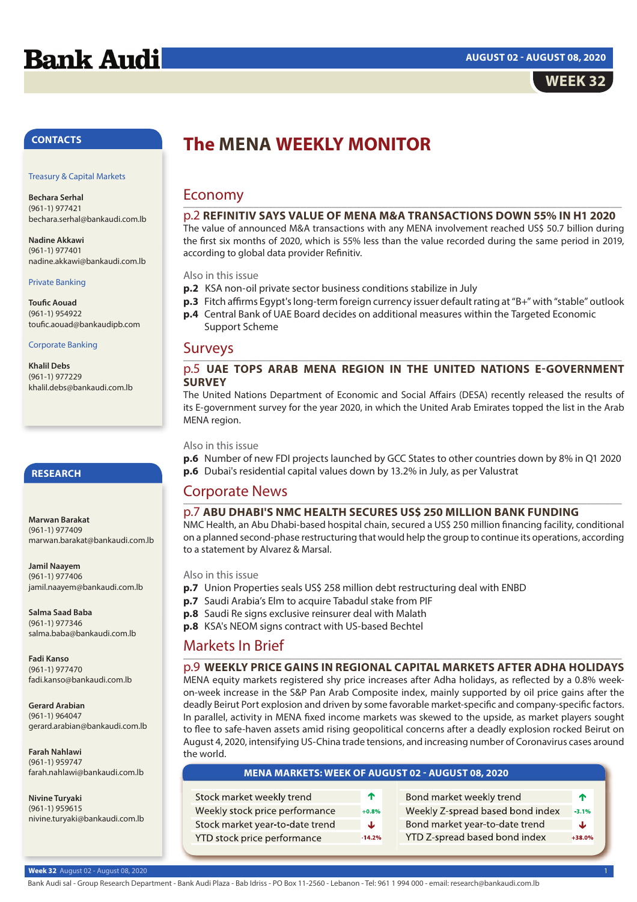# Bank Audi

**AUGUST 02 - AUGUST 08, 2020**

**WEEK 32**

## CONTACTS

Treasury & Capital Markets

**Bechara Serhal**
(961-1) 977421
bechara.serhal@bankaudi.com.lb

**Nadine Akkawi**
(961-1) 977401
nadine.akkawi@bankaudi.com.lb

Private Banking

**Toufic Aouad**
(961-1) 954922
toufic.aouad@bankaudipb.com

Corporate Banking

**Khalil Debs**
(961-1) 977229
khalil.debs@bankaudi.com.lb

## RESEARCH

**Marwan Barakat**
(961-1) 977409
marwan.barakat@bankaudi.com.lb

**Jamil Naayem**
(961-1) 977406
jamil.naayem@bankaudi.com.lb

**Salma Saad Baba**
(961-1) 977346
salma.baba@bankaudi.com.lb

**Fadi Kanso**
(961-1) 977470
fadi.kanso@bankaudi.com.lb

**Gerard Arabian**
(961-1) 964047
gerard.arabian@bankaudi.com.lb

**Farah Nahlawi**
(961-1) 959747
farah.nahlawi@bankaudi.com.lb

**Nivine Turyaki**
(961-1) 959615
nivine.turyaki@bankaudi.com.lb

# The MENA WEEKLY MONITOR

## Economy

### p.2 REFINITIV SAYS VALUE OF MENA M&A TRANSACTIONS DOWN 55% IN H1 2020

The value of announced M&A transactions with any MENA involvement reached US$ 50.7 billion during the first six months of 2020, which is 55% less than the value recorded during the same period in 2019, according to global data provider Refinitiv.

Also in this issue

**p.2** KSA non-oil private sector business conditions stabilize in July
**p.3** Fitch affirms Egypt's long-term foreign currency issuer default rating at "B+" with "stable" outlook
**p.4** Central Bank of UAE Board decides on additional measures within the Targeted Economic Support Scheme

## Surveys

### p.5 UAE TOPS ARAB MENA REGION IN THE UNITED NATIONS E-GOVERNMENT SURVEY

The United Nations Department of Economic and Social Affairs (DESA) recently released the results of its E-government survey for the year 2020, in which the United Arab Emirates topped the list in the Arab MENA region.

Also in this issue

**p.6** Number of new FDI projects launched by GCC States to other countries down by 8% in Q1 2020
**p.6** Dubai's residential capital values down by 13.2% in July, as per Valustrat

## Corporate News

### p.7 ABU DHABI'S NMC HEALTH SECURES US$ 250 MILLION BANK FUNDING

NMC Health, an Abu Dhabi-based hospital chain, secured a US$ 250 million financing facility, conditional on a planned second-phase restructuring that would help the group to continue its operations, according to a statement by Alvarez & Marsal.

Also in this issue

**p.7** Union Properties seals US$ 258 million debt restructuring deal with ENBD
**p.7** Saudi Arabia's Elm to acquire Tabadul stake from PIF
**p.8** Saudi Re signs exclusive reinsurer deal with Malath
**p.8** KSA's NEOM signs contract with US-based Bechtel

## Markets In Brief

### p.9 WEEKLY PRICE GAINS IN REGIONAL CAPITAL MARKETS AFTER ADHA HOLIDAYS

MENA equity markets registered shy price increases after Adha holidays, as reflected by a 0.8% week-on-week increase in the S&P Pan Arab Composite index, mainly supported by oil price gains after the deadly Beirut Port explosion and driven by some favorable market-specific and company-specific factors. In parallel, activity in MENA fixed income markets was skewed to the upside, as market players sought to flee to safe-haven assets amid rising geopolitical concerns after a deadly explosion rocked Beirut on August 4, 2020, intensifying US-China trade tensions, and increasing number of Coronavirus cases around the world.

**MENA MARKETS: WEEK OF AUGUST 02 - AUGUST 08, 2020**

| | | | |
|---|---|---|---|
| Stock market weekly trend | ↑ | Bond market weekly trend | ↑ |
| Weekly stock price performance | +0.8% | Weekly Z-spread based bond index | -3.1% |
| Stock market year-to-date trend | ↓ | Bond market year-to-date trend | ↓ |
| YTD stock price performance | -14.2% | YTD Z-spread based bond index | +38.0% |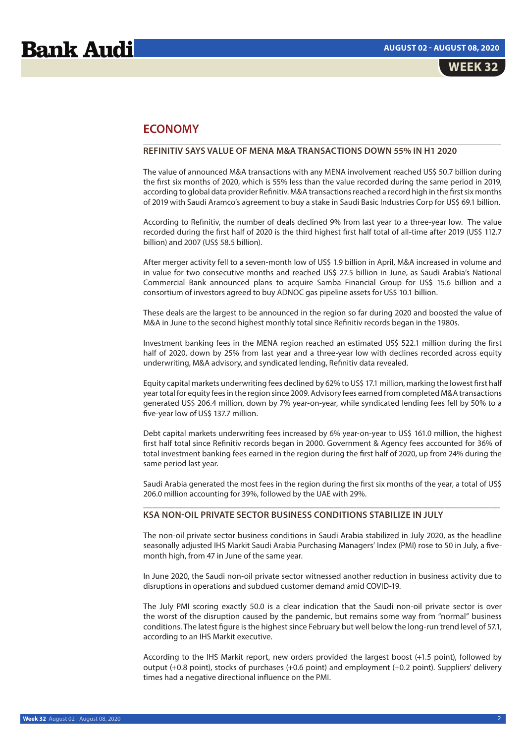# ECONOMY

## REFINITIV SAYS VALUE OF MENA M&A TRANSACTIONS DOWN 55% IN H1 2020

The value of announced M&A transactions with any MENA involvement reached US$ 50.7 billion during the first six months of 2020, which is 55% less than the value recorded during the same period in 2019, according to global data provider Refinitiv. M&A transactions reached a record high in the first six months of 2019 with Saudi Aramco's agreement to buy a stake in Saudi Basic Industries Corp for US$ 69.1 billion.

According to Refinitiv, the number of deals declined 9% from last year to a three-year low. The value recorded during the first half of 2020 is the third highest first half total of all-time after 2019 (US$ 112.7 billion) and 2007 (US$ 58.5 billion).

After merger activity fell to a seven-month low of US$ 1.9 billion in April, M&A increased in volume and in value for two consecutive months and reached US$ 27.5 billion in June, as Saudi Arabia's National Commercial Bank announced plans to acquire Samba Financial Group for US$ 15.6 billion and a consortium of investors agreed to buy ADNOC gas pipeline assets for US$ 10.1 billion.

These deals are the largest to be announced in the region so far during 2020 and boosted the value of M&A in June to the second highest monthly total since Refinitiv records began in the 1980s.

Investment banking fees in the MENA region reached an estimated US$ 522.1 million during the first half of 2020, down by 25% from last year and a three-year low with declines recorded across equity underwriting, M&A advisory, and syndicated lending, Refinitiv data revealed.

Equity capital markets underwriting fees declined by 62% to US$ 17.1 million, marking the lowest first half year total for equity fees in the region since 2009. Advisory fees earned from completed M&A transactions generated US$ 206.4 million, down by 7% year-on-year, while syndicated lending fees fell by 50% to a five-year low of US$ 137.7 million.

Debt capital markets underwriting fees increased by 6% year-on-year to US$ 161.0 million, the highest first half total since Refinitiv records began in 2000. Government & Agency fees accounted for 36% of total investment banking fees earned in the region during the first half of 2020, up from 24% during the same period last year.

Saudi Arabia generated the most fees in the region during the first six months of the year, a total of US$ 206.0 million accounting for 39%, followed by the UAE with 29%.

## KSA NON-OIL PRIVATE SECTOR BUSINESS CONDITIONS STABILIZE IN JULY

The non-oil private sector business conditions in Saudi Arabia stabilized in July 2020, as the headline seasonally adjusted IHS Markit Saudi Arabia Purchasing Managers' Index (PMI) rose to 50 in July, a five-month high, from 47 in June of the same year.

In June 2020, the Saudi non-oil private sector witnessed another reduction in business activity due to disruptions in operations and subdued customer demand amid COVID-19.

The July PMI scoring exactly 50.0 is a clear indication that the Saudi non-oil private sector is over the worst of the disruption caused by the pandemic, but remains some way from "normal" business conditions. The latest figure is the highest since February but well below the long-run trend level of 57.1, according to an IHS Markit executive.

According to the IHS Markit report, new orders provided the largest boost (+1.5 point), followed by output (+0.8 point), stocks of purchases (+0.6 point) and employment (+0.2 point). Suppliers' delivery times had a negative directional influence on the PMI.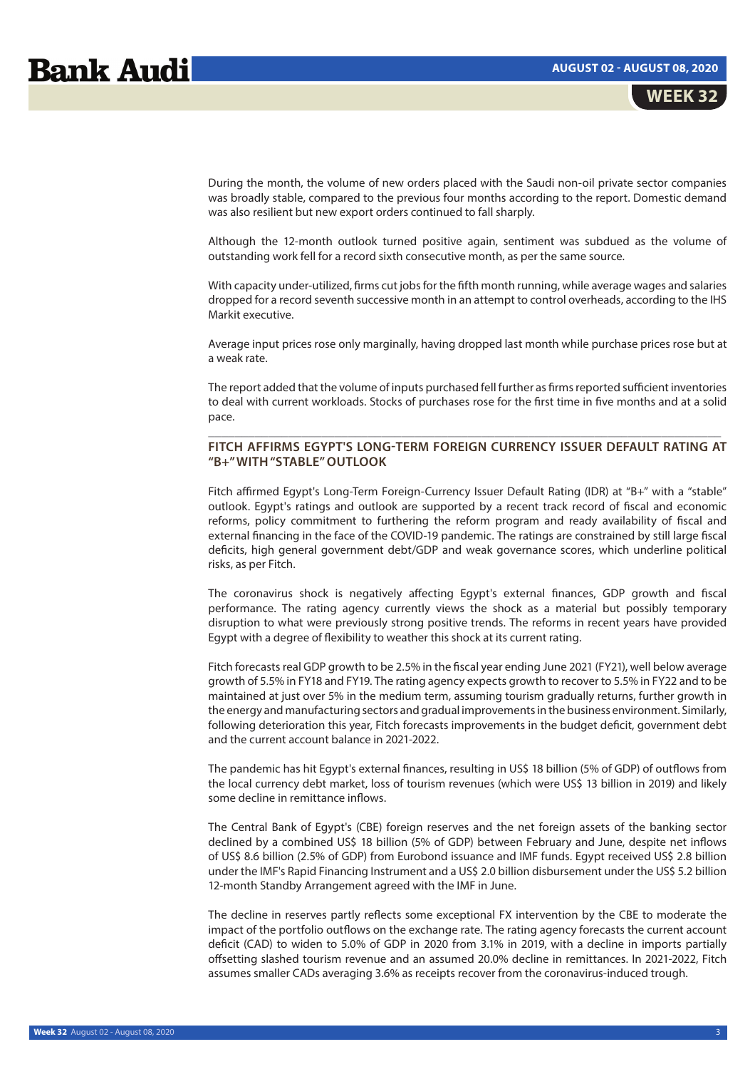During the month, the volume of new orders placed with the Saudi non-oil private sector companies was broadly stable, compared to the previous four months according to the report. Domestic demand was also resilient but new export orders continued to fall sharply.

Although the 12-month outlook turned positive again, sentiment was subdued as the volume of outstanding work fell for a record sixth consecutive month, as per the same source.

With capacity under-utilized, firms cut jobs for the fifth month running, while average wages and salaries dropped for a record seventh successive month in an attempt to control overheads, according to the IHS Markit executive.

Average input prices rose only marginally, having dropped last month while purchase prices rose but at a weak rate.

The report added that the volume of inputs purchased fell further as firms reported sufficient inventories to deal with current workloads. Stocks of purchases rose for the first time in five months and at a solid pace.

## FITCH AFFIRMS EGYPT'S LONG-TERM FOREIGN CURRENCY ISSUER DEFAULT RATING AT "B+" WITH "STABLE" OUTLOOK

Fitch affirmed Egypt's Long-Term Foreign-Currency Issuer Default Rating (IDR) at "B+" with a "stable" outlook. Egypt's ratings and outlook are supported by a recent track record of fiscal and economic reforms, policy commitment to furthering the reform program and ready availability of fiscal and external financing in the face of the COVID-19 pandemic. The ratings are constrained by still large fiscal deficits, high general government debt/GDP and weak governance scores, which underline political risks, as per Fitch.

The coronavirus shock is negatively affecting Egypt's external finances, GDP growth and fiscal performance. The rating agency currently views the shock as a material but possibly temporary disruption to what were previously strong positive trends. The reforms in recent years have provided Egypt with a degree of flexibility to weather this shock at its current rating.

Fitch forecasts real GDP growth to be 2.5% in the fiscal year ending June 2021 (FY21), well below average growth of 5.5% in FY18 and FY19. The rating agency expects growth to recover to 5.5% in FY22 and to be maintained at just over 5% in the medium term, assuming tourism gradually returns, further growth in the energy and manufacturing sectors and gradual improvements in the business environment. Similarly, following deterioration this year, Fitch forecasts improvements in the budget deficit, government debt and the current account balance in 2021-2022.

The pandemic has hit Egypt's external finances, resulting in US$ 18 billion (5% of GDP) of outflows from the local currency debt market, loss of tourism revenues (which were US$ 13 billion in 2019) and likely some decline in remittance inflows.

The Central Bank of Egypt's (CBE) foreign reserves and the net foreign assets of the banking sector declined by a combined US$ 18 billion (5% of GDP) between February and June, despite net inflows of US$ 8.6 billion (2.5% of GDP) from Eurobond issuance and IMF funds. Egypt received US$ 2.8 billion under the IMF's Rapid Financing Instrument and a US$ 2.0 billion disbursement under the US$ 5.2 billion 12-month Standby Arrangement agreed with the IMF in June.

The decline in reserves partly reflects some exceptional FX intervention by the CBE to moderate the impact of the portfolio outflows on the exchange rate. The rating agency forecasts the current account deficit (CAD) to widen to 5.0% of GDP in 2020 from 3.1% in 2019, with a decline in imports partially offsetting slashed tourism revenue and an assumed 20.0% decline in remittances. In 2021-2022, Fitch assumes smaller CADs averaging 3.6% as receipts recover from the coronavirus-induced trough.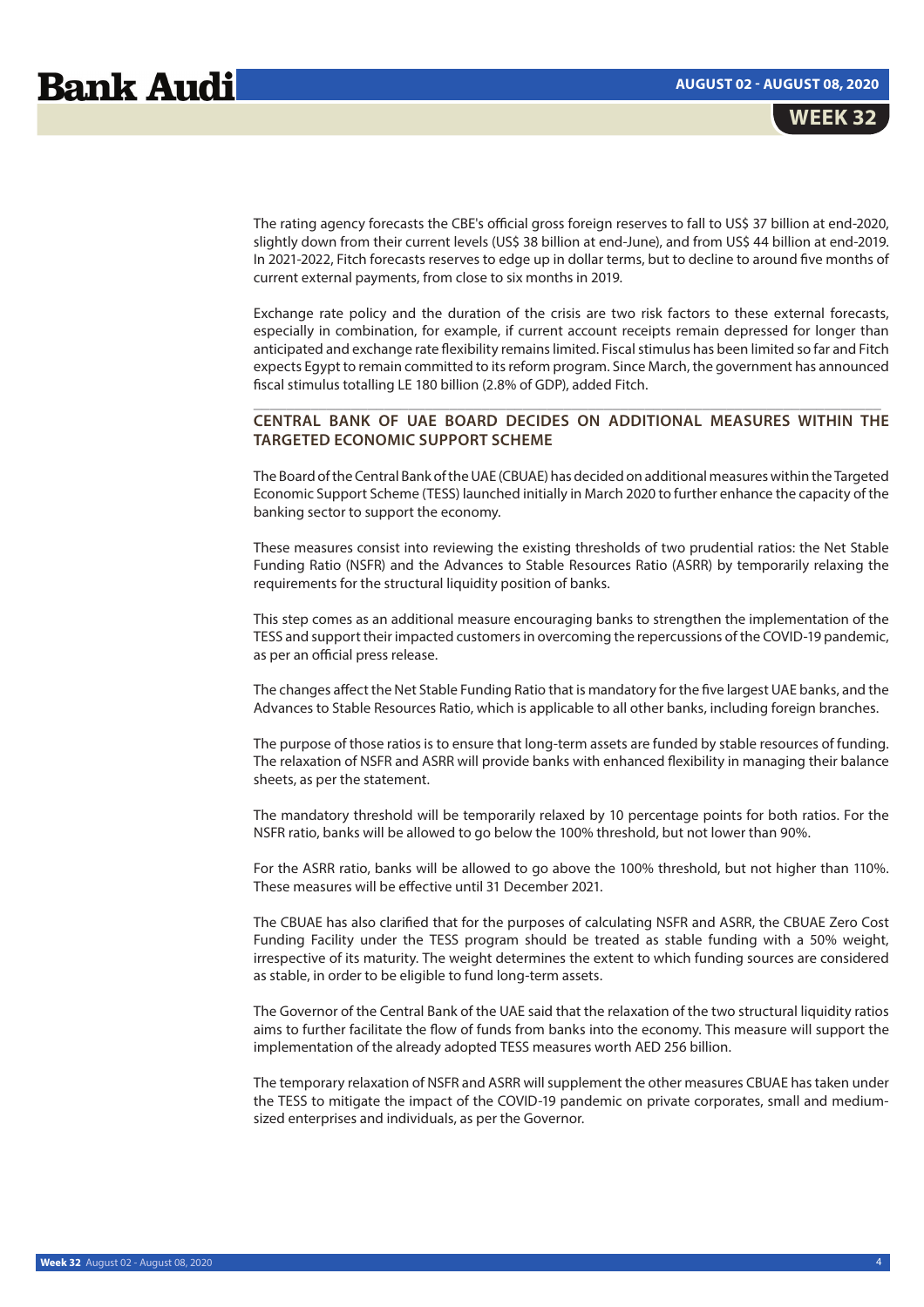The rating agency forecasts the CBE's official gross foreign reserves to fall to US$ 37 billion at end-2020, slightly down from their current levels (US$ 38 billion at end-June), and from US$ 44 billion at end-2019. In 2021-2022, Fitch forecasts reserves to edge up in dollar terms, but to decline to around five months of current external payments, from close to six months in 2019.

Exchange rate policy and the duration of the crisis are two risk factors to these external forecasts, especially in combination, for example, if current account receipts remain depressed for longer than anticipated and exchange rate flexibility remains limited. Fiscal stimulus has been limited so far and Fitch expects Egypt to remain committed to its reform program. Since March, the government has announced fiscal stimulus totalling LE 180 billion (2.8% of GDP), added Fitch.

## CENTRAL BANK OF UAE BOARD DECIDES ON ADDITIONAL MEASURES WITHIN THE TARGETED ECONOMIC SUPPORT SCHEME

The Board of the Central Bank of the UAE (CBUAE) has decided on additional measures within the Targeted Economic Support Scheme (TESS) launched initially in March 2020 to further enhance the capacity of the banking sector to support the economy.

These measures consist into reviewing the existing thresholds of two prudential ratios: the Net Stable Funding Ratio (NSFR) and the Advances to Stable Resources Ratio (ASRR) by temporarily relaxing the requirements for the structural liquidity position of banks.

This step comes as an additional measure encouraging banks to strengthen the implementation of the TESS and support their impacted customers in overcoming the repercussions of the COVID-19 pandemic, as per an official press release.

The changes affect the Net Stable Funding Ratio that is mandatory for the five largest UAE banks, and the Advances to Stable Resources Ratio, which is applicable to all other banks, including foreign branches.

The purpose of those ratios is to ensure that long-term assets are funded by stable resources of funding. The relaxation of NSFR and ASRR will provide banks with enhanced flexibility in managing their balance sheets, as per the statement.

The mandatory threshold will be temporarily relaxed by 10 percentage points for both ratios. For the NSFR ratio, banks will be allowed to go below the 100% threshold, but not lower than 90%.

For the ASRR ratio, banks will be allowed to go above the 100% threshold, but not higher than 110%. These measures will be effective until 31 December 2021.

The CBUAE has also clarified that for the purposes of calculating NSFR and ASRR, the CBUAE Zero Cost Funding Facility under the TESS program should be treated as stable funding with a 50% weight, irrespective of its maturity. The weight determines the extent to which funding sources are considered as stable, in order to be eligible to fund long-term assets.

The Governor of the Central Bank of the UAE said that the relaxation of the two structural liquidity ratios aims to further facilitate the flow of funds from banks into the economy. This measure will support the implementation of the already adopted TESS measures worth AED 256 billion.

The temporary relaxation of NSFR and ASRR will supplement the other measures CBUAE has taken under the TESS to mitigate the impact of the COVID-19 pandemic on private corporates, small and medium-sized enterprises and individuals, as per the Governor.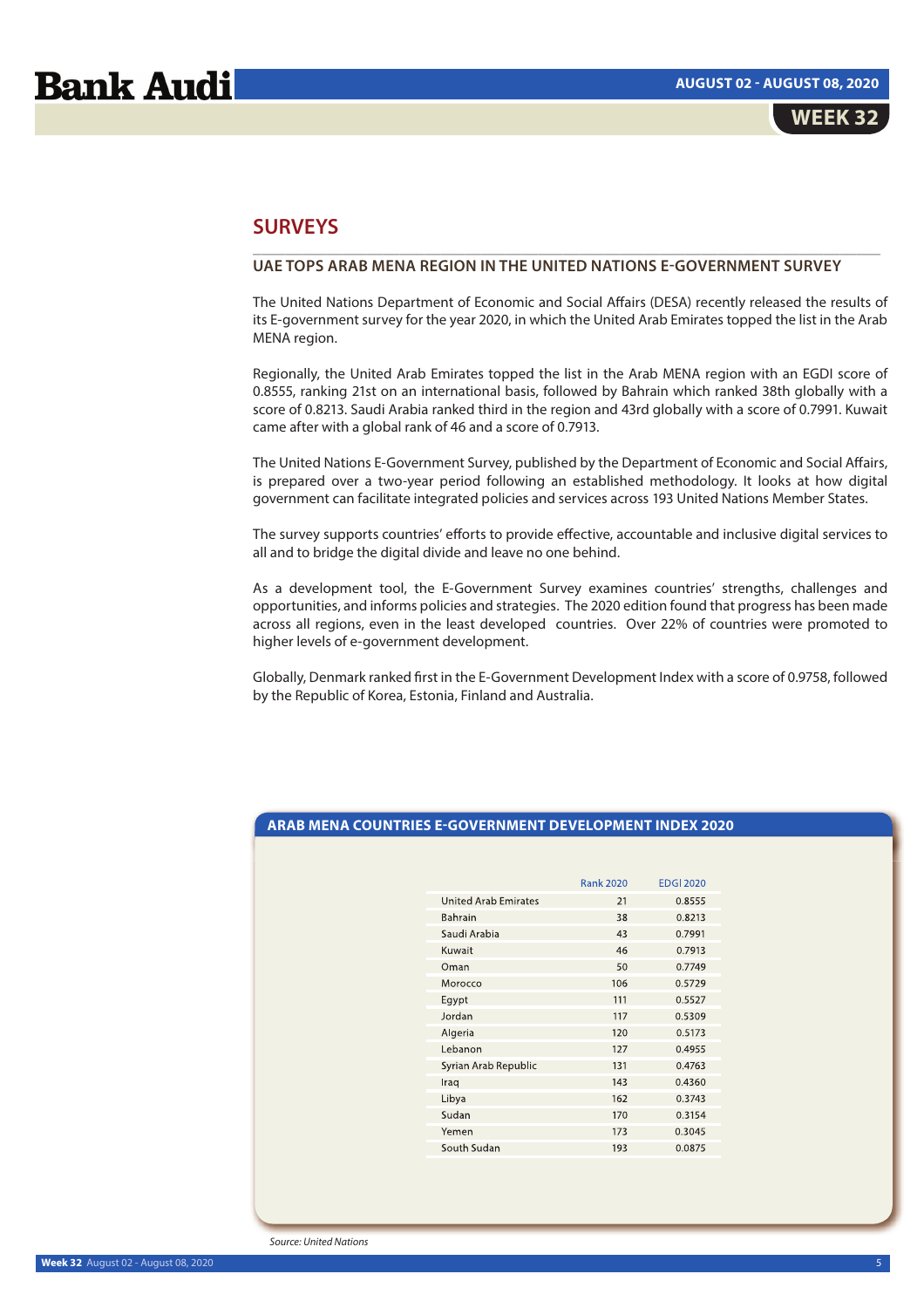## SURVEYS

### UAE TOPS ARAB MENA REGION IN THE UNITED NATIONS E-GOVERNMENT SURVEY

The United Nations Department of Economic and Social Affairs (DESA) recently released the results of its E-government survey for the year 2020, in which the United Arab Emirates topped the list in the Arab MENA region.

Regionally, the United Arab Emirates topped the list in the Arab MENA region with an EGDI score of 0.8555, ranking 21st on an international basis, followed by Bahrain which ranked 38th globally with a score of 0.8213. Saudi Arabia ranked third in the region and 43rd globally with a score of 0.7991. Kuwait came after with a global rank of 46 and a score of 0.7913.

The United Nations E-Government Survey, published by the Department of Economic and Social Affairs, is prepared over a two-year period following an established methodology. It looks at how digital government can facilitate integrated policies and services across 193 United Nations Member States.

The survey supports countries' efforts to provide effective, accountable and inclusive digital services to all and to bridge the digital divide and leave no one behind.

As a development tool, the E-Government Survey examines countries' strengths, challenges and opportunities, and informs policies and strategies. The 2020 edition found that progress has been made across all regions, even in the least developed countries. Over 22% of countries were promoted to higher levels of e-government development.

Globally, Denmark ranked first in the E-Government Development Index with a score of 0.9758, followed by the Republic of Korea, Estonia, Finland and Australia.

**ARAB MENA COUNTRIES E-GOVERNMENT DEVELOPMENT INDEX 2020**

| | Rank 2020 | EGDI 2020 |
|---|---|---|
| United Arab Emirates | 21 | 0.8555 |
| Bahrain | 38 | 0.8213 |
| Saudi Arabia | 43 | 0.7991 |
| Kuwait | 46 | 0.7913 |
| Oman | 50 | 0.7749 |
| Morocco | 106 | 0.5729 |
| Egypt | 111 | 0.5527 |
| Jordan | 117 | 0.5309 |
| Algeria | 120 | 0.5173 |
| Lebanon | 127 | 0.4955 |
| Syrian Arab Republic | 131 | 0.4763 |
| Iraq | 143 | 0.4360 |
| Libya | 162 | 0.3743 |
| Sudan | 170 | 0.3154 |
| Yemen | 173 | 0.3045 |
| South Sudan | 193 | 0.0875 |

*Source: United Nations*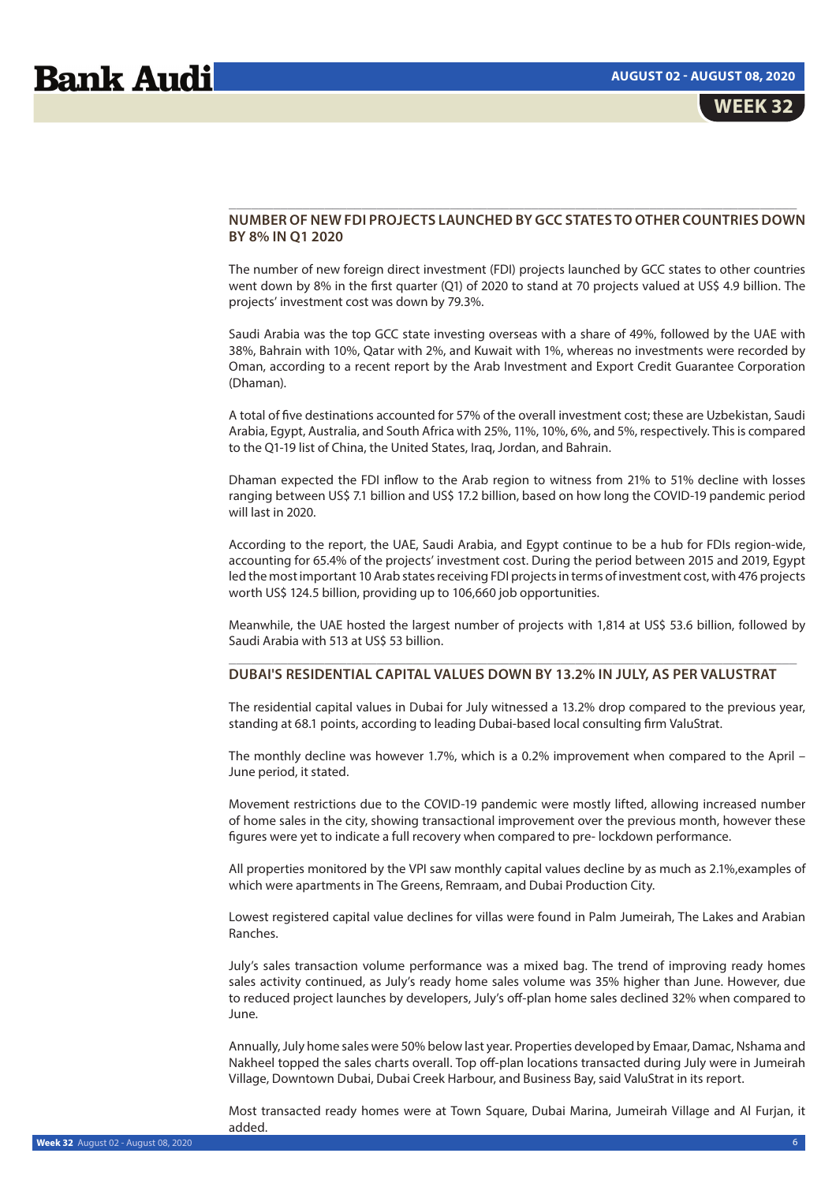## NUMBER OF NEW FDI PROJECTS LAUNCHED BY GCC STATES TO OTHER COUNTRIES DOWN BY 8% IN Q1 2020

The number of new foreign direct investment (FDI) projects launched by GCC states to other countries went down by 8% in the first quarter (Q1) of 2020 to stand at 70 projects valued at US$ 4.9 billion. The projects' investment cost was down by 79.3%.

Saudi Arabia was the top GCC state investing overseas with a share of 49%, followed by the UAE with 38%, Bahrain with 10%, Qatar with 2%, and Kuwait with 1%, whereas no investments were recorded by Oman, according to a recent report by the Arab Investment and Export Credit Guarantee Corporation (Dhaman).

A total of five destinations accounted for 57% of the overall investment cost; these are Uzbekistan, Saudi Arabia, Egypt, Australia, and South Africa with 25%, 11%, 10%, 6%, and 5%, respectively. This is compared to the Q1-19 list of China, the United States, Iraq, Jordan, and Bahrain.

Dhaman expected the FDI inflow to the Arab region to witness from 21% to 51% decline with losses ranging between US$ 7.1 billion and US$ 17.2 billion, based on how long the COVID-19 pandemic period will last in 2020.

According to the report, the UAE, Saudi Arabia, and Egypt continue to be a hub for FDIs region-wide, accounting for 65.4% of the projects' investment cost. During the period between 2015 and 2019, Egypt led the most important 10 Arab states receiving FDI projects in terms of investment cost, with 476 projects worth US$ 124.5 billion, providing up to 106,660 job opportunities.

Meanwhile, the UAE hosted the largest number of projects with 1,814 at US$ 53.6 billion, followed by Saudi Arabia with 513 at US$ 53 billion.

## DUBAI'S RESIDENTIAL CAPITAL VALUES DOWN BY 13.2% IN JULY, AS PER VALUSTRAT

The residential capital values in Dubai for July witnessed a 13.2% drop compared to the previous year, standing at 68.1 points, according to leading Dubai-based local consulting firm ValuStrat.

The monthly decline was however 1.7%, which is a 0.2% improvement when compared to the April – June period, it stated.

Movement restrictions due to the COVID-19 pandemic were mostly lifted, allowing increased number of home sales in the city, showing transactional improvement over the previous month, however these figures were yet to indicate a full recovery when compared to pre- lockdown performance.

All properties monitored by the VPI saw monthly capital values decline by as much as 2.1%,examples of which were apartments in The Greens, Remraam, and Dubai Production City.

Lowest registered capital value declines for villas were found in Palm Jumeirah, The Lakes and Arabian Ranches.

July's sales transaction volume performance was a mixed bag. The trend of improving ready homes sales activity continued, as July's ready home sales volume was 35% higher than June. However, due to reduced project launches by developers, July's off-plan home sales declined 32% when compared to June.

Annually, July home sales were 50% below last year. Properties developed by Emaar, Damac, Nshama and Nakheel topped the sales charts overall. Top off-plan locations transacted during July were in Jumeirah Village, Downtown Dubai, Dubai Creek Harbour, and Business Bay, said ValuStrat in its report.

Most transacted ready homes were at Town Square, Dubai Marina, Jumeirah Village and Al Furjan, it added.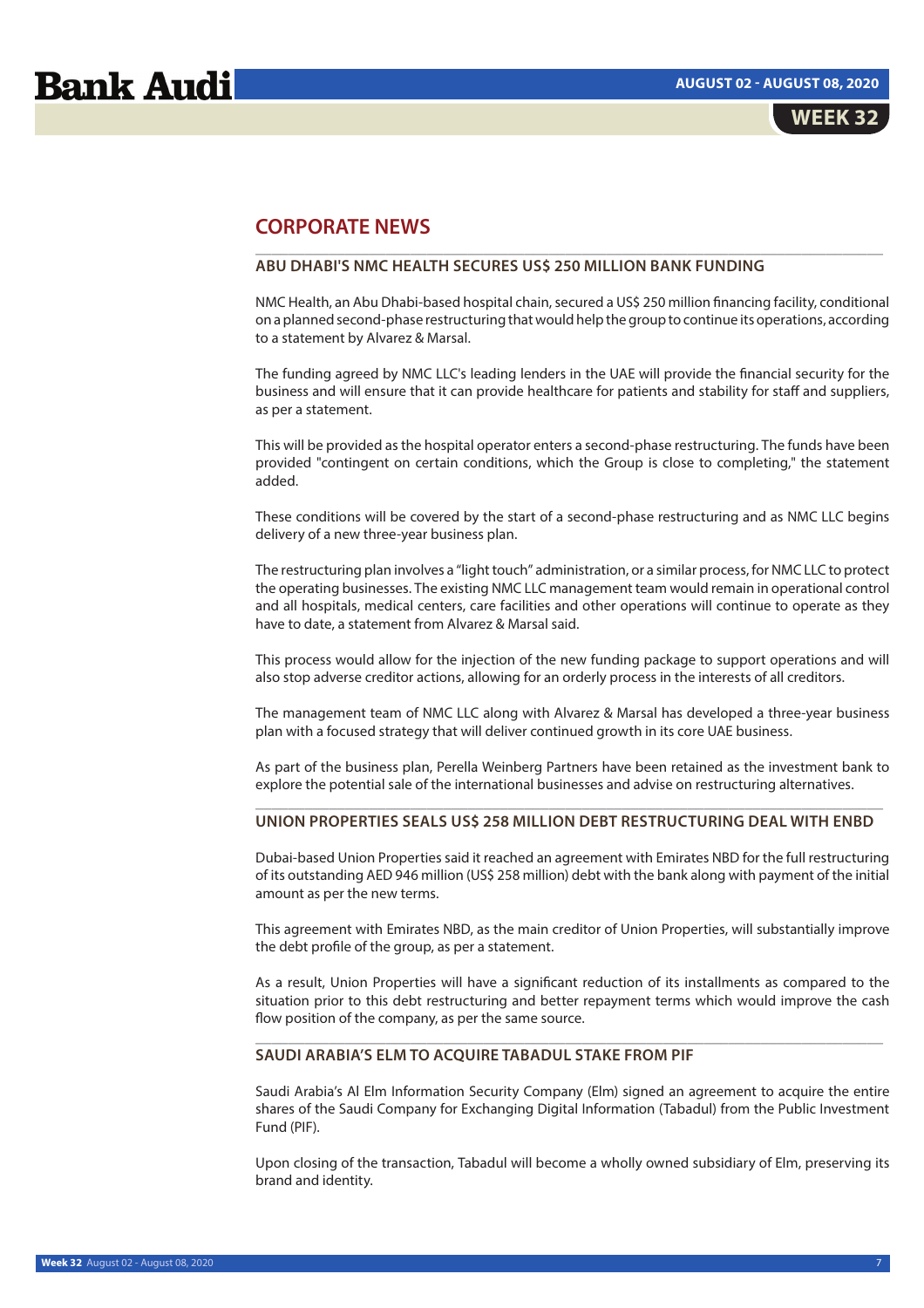## CORPORATE NEWS

### ABU DHABI'S NMC HEALTH SECURES US$ 250 MILLION BANK FUNDING

NMC Health, an Abu Dhabi-based hospital chain, secured a US$ 250 million financing facility, conditional on a planned second-phase restructuring that would help the group to continue its operations, according to a statement by Alvarez & Marsal.

The funding agreed by NMC LLC's leading lenders in the UAE will provide the financial security for the business and will ensure that it can provide healthcare for patients and stability for staff and suppliers, as per a statement.

This will be provided as the hospital operator enters a second-phase restructuring. The funds have been provided "contingent on certain conditions, which the Group is close to completing," the statement added.

These conditions will be covered by the start of a second-phase restructuring and as NMC LLC begins delivery of a new three-year business plan.

The restructuring plan involves a "light touch" administration, or a similar process, for NMC LLC to protect the operating businesses. The existing NMC LLC management team would remain in operational control and all hospitals, medical centers, care facilities and other operations will continue to operate as they have to date, a statement from Alvarez & Marsal said.

This process would allow for the injection of the new funding package to support operations and will also stop adverse creditor actions, allowing for an orderly process in the interests of all creditors.

The management team of NMC LLC along with Alvarez & Marsal has developed a three-year business plan with a focused strategy that will deliver continued growth in its core UAE business.

As part of the business plan, Perella Weinberg Partners have been retained as the investment bank to explore the potential sale of the international businesses and advise on restructuring alternatives.

### UNION PROPERTIES SEALS US$ 258 MILLION DEBT RESTRUCTURING DEAL WITH ENBD

Dubai-based Union Properties said it reached an agreement with Emirates NBD for the full restructuring of its outstanding AED 946 million (US$ 258 million) debt with the bank along with payment of the initial amount as per the new terms.

This agreement with Emirates NBD, as the main creditor of Union Properties, will substantially improve the debt profile of the group, as per a statement.

As a result, Union Properties will have a significant reduction of its installments as compared to the situation prior to this debt restructuring and better repayment terms which would improve the cash flow position of the company, as per the same source.

### SAUDI ARABIA'S ELM TO ACQUIRE TABADUL STAKE FROM PIF

Saudi Arabia's Al Elm Information Security Company (Elm) signed an agreement to acquire the entire shares of the Saudi Company for Exchanging Digital Information (Tabadul) from the Public Investment Fund (PIF).

Upon closing of the transaction, Tabadul will become a wholly owned subsidiary of Elm, preserving its brand and identity.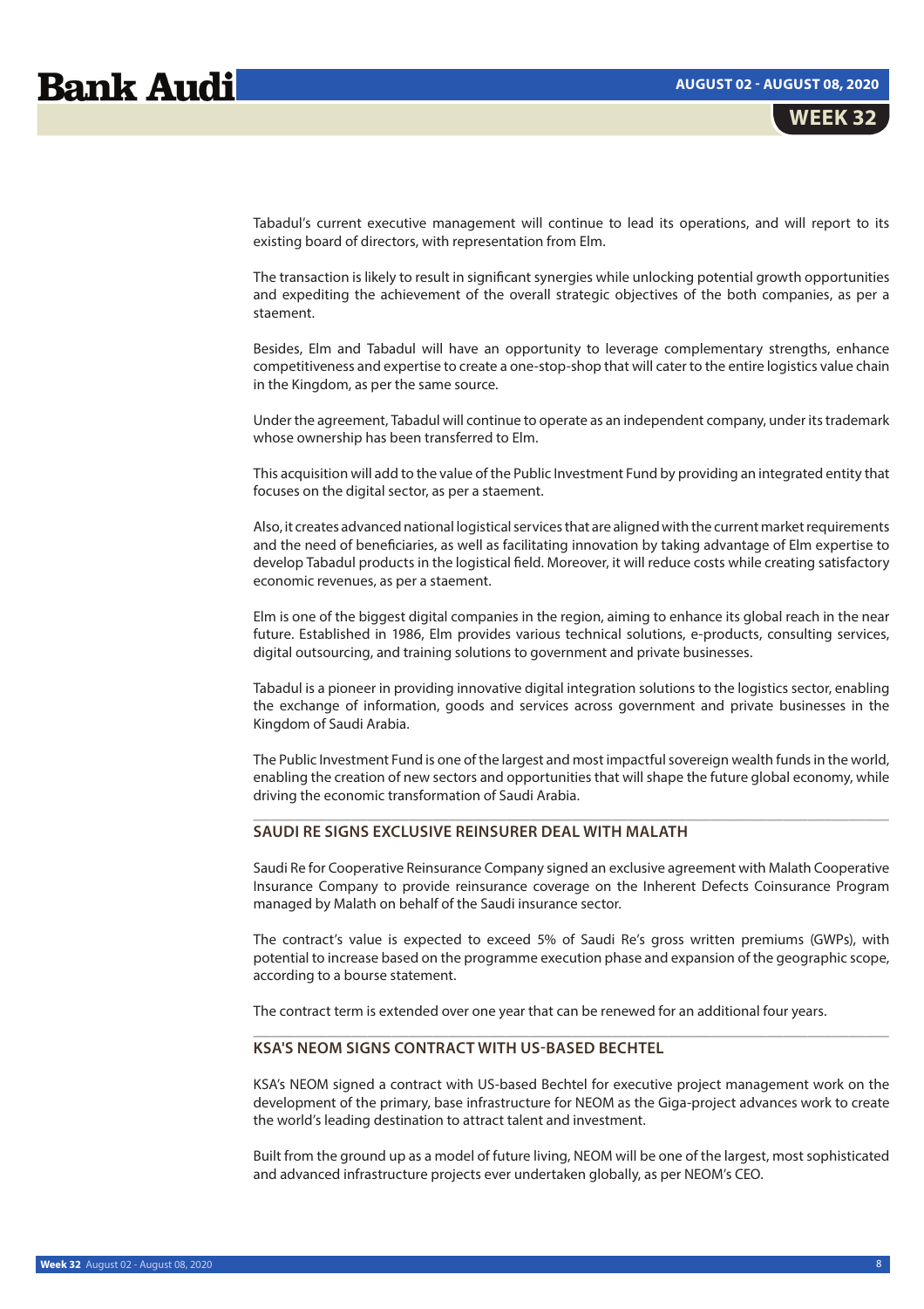Tabadul's current executive management will continue to lead its operations, and will report to its existing board of directors, with representation from Elm.

The transaction is likely to result in significant synergies while unlocking potential growth opportunities and expediting the achievement of the overall strategic objectives of the both companies, as per a staement.

Besides, Elm and Tabadul will have an opportunity to leverage complementary strengths, enhance competitiveness and expertise to create a one-stop-shop that will cater to the entire logistics value chain in the Kingdom, as per the same source.

Under the agreement, Tabadul will continue to operate as an independent company, under its trademark whose ownership has been transferred to Elm.

This acquisition will add to the value of the Public Investment Fund by providing an integrated entity that focuses on the digital sector, as per a staement.

Also, it creates advanced national logistical services that are aligned with the current market requirements and the need of beneficiaries, as well as facilitating innovation by taking advantage of Elm expertise to develop Tabadul products in the logistical field. Moreover, it will reduce costs while creating satisfactory economic revenues, as per a staement.

Elm is one of the biggest digital companies in the region, aiming to enhance its global reach in the near future. Established in 1986, Elm provides various technical solutions, e-products, consulting services, digital outsourcing, and training solutions to government and private businesses.

Tabadul is a pioneer in providing innovative digital integration solutions to the logistics sector, enabling the exchange of information, goods and services across government and private businesses in the Kingdom of Saudi Arabia.

The Public Investment Fund is one of the largest and most impactful sovereign wealth funds in the world, enabling the creation of new sectors and opportunities that will shape the future global economy, while driving the economic transformation of Saudi Arabia.

## SAUDI RE SIGNS EXCLUSIVE REINSURER DEAL WITH MALATH

Saudi Re for Cooperative Reinsurance Company signed an exclusive agreement with Malath Cooperative Insurance Company to provide reinsurance coverage on the Inherent Defects Coinsurance Program managed by Malath on behalf of the Saudi insurance sector.

The contract's value is expected to exceed 5% of Saudi Re's gross written premiums (GWPs), with potential to increase based on the programme execution phase and expansion of the geographic scope, according to a bourse statement.

The contract term is extended over one year that can be renewed for an additional four years.

## KSA'S NEOM SIGNS CONTRACT WITH US-BASED BECHTEL

KSA's NEOM signed a contract with US-based Bechtel for executive project management work on the development of the primary, base infrastructure for NEOM as the Giga-project advances work to create the world's leading destination to attract talent and investment.

Built from the ground up as a model of future living, NEOM will be one of the largest, most sophisticated and advanced infrastructure projects ever undertaken globally, as per NEOM's CEO.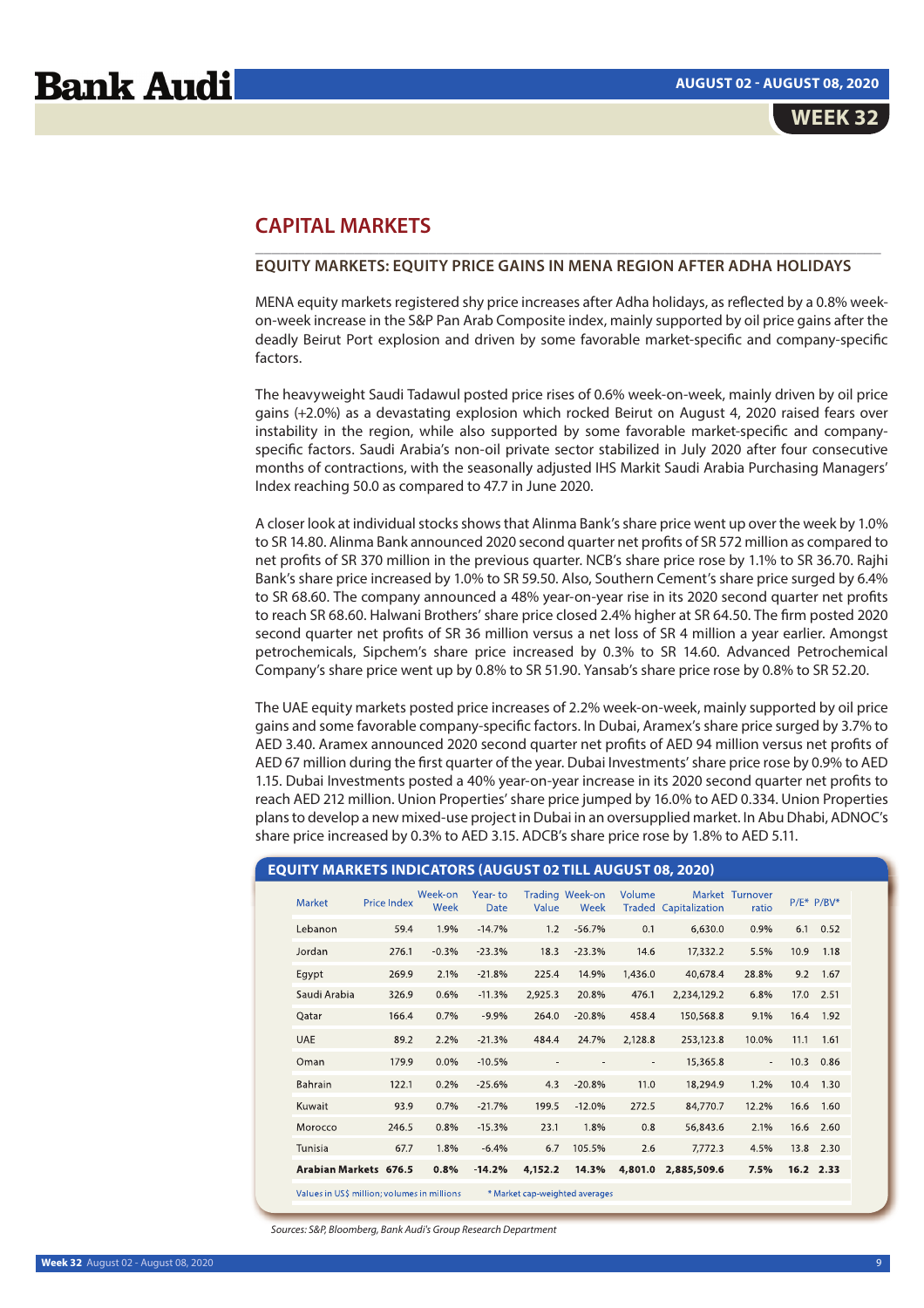# CAPITAL MARKETS

## EQUITY MARKETS: EQUITY PRICE GAINS IN MENA REGION AFTER ADHA HOLIDAYS

MENA equity markets registered shy price increases after Adha holidays, as reflected by a 0.8% week-on-week increase in the S&P Pan Arab Composite index, mainly supported by oil price gains after the deadly Beirut Port explosion and driven by some favorable market-specific and company-specific factors.

The heavyweight Saudi Tadawul posted price rises of 0.6% week-on-week, mainly driven by oil price gains (+2.0%) as a devastating explosion which rocked Beirut on August 4, 2020 raised fears over instability in the region, while also supported by some favorable market-specific and company-specific factors. Saudi Arabia's non-oil private sector stabilized in July 2020 after four consecutive months of contractions, with the seasonally adjusted IHS Markit Saudi Arabia Purchasing Managers' Index reaching 50.0 as compared to 47.7 in June 2020.

A closer look at individual stocks shows that Alinma Bank's share price went up over the week by 1.0% to SR 14.80. Alinma Bank announced 2020 second quarter net profits of SR 572 million as compared to net profits of SR 370 million in the previous quarter. NCB's share price rose by 1.1% to SR 36.70. Rajhi Bank's share price increased by 1.0% to SR 59.50. Also, Southern Cement's share price surged by 6.4% to SR 68.60. The company announced a 48% year-on-year rise in its 2020 second quarter net profits to reach SR 68.60. Halwani Brothers' share price closed 2.4% higher at SR 64.50. The firm posted 2020 second quarter net profits of SR 36 million versus a net loss of SR 4 million a year earlier. Amongst petrochemicals, Sipchem's share price increased by 0.3% to SR 14.60. Advanced Petrochemical Company's share price went up by 0.8% to SR 51.90. Yansab's share price rose by 0.8% to SR 52.20.

The UAE equity markets posted price increases of 2.2% week-on-week, mainly supported by oil price gains and some favorable company-specific factors. In Dubai, Aramex's share price surged by 3.7% to AED 3.40. Aramex announced 2020 second quarter net profits of AED 94 million versus net profits of AED 67 million during the first quarter of the year. Dubai Investments' share price rose by 0.9% to AED 1.15. Dubai Investments posted a 40% year-on-year increase in its 2020 second quarter net profits to reach AED 212 million. Union Properties' share price jumped by 16.0% to AED 0.334. Union Properties plans to develop a new mixed-use project in Dubai in an oversupplied market. In Abu Dhabi, ADNOC's share price increased by 0.3% to AED 3.15. ADCB's share price rose by 1.8% to AED 5.11.

### EQUITY MARKETS INDICATORS (AUGUST 02 TILL AUGUST 08, 2020)

| Market | Price Index | Week-on Week | Year- to Date | Trading Value | Week-on Week | Volume Traded | Market Capitalization | Turnover ratio | P/E* | P/BV* |
|---|---|---|---|---|---|---|---|---|---|---|
| Lebanon | 59.4 | 1.9% | -14.7% | 1.2 | -56.7% | 0.1 | 6,630.0 | 0.9% | 6.1 | 0.52 |
| Jordan | 276.1 | -0.3% | -23.3% | 18.3 | -23.3% | 14.6 | 17,332.2 | 5.5% | 10.9 | 1.18 |
| Egypt | 269.9 | 2.1% | -21.8% | 225.4 | 14.9% | 1,436.0 | 40,678.4 | 28.8% | 9.2 | 1.67 |
| Saudi Arabia | 326.9 | 0.6% | -11.3% | 2,925.3 | 20.8% | 476.1 | 2,234,129.2 | 6.8% | 17.0 | 2.51 |
| Qatar | 166.4 | 0.7% | -9.9% | 264.0 | -20.8% | 458.4 | 150,568.8 | 9.1% | 16.4 | 1.92 |
| UAE | 89.2 | 2.2% | -21.3% | 484.4 | 24.7% | 2,128.8 | 253,123.8 | 10.0% | 11.1 | 1.61 |
| Oman | 179.9 | 0.0% | -10.5% | - | - | - | 15,365.8 | - | 10.3 | 0.86 |
| Bahrain | 122.1 | 0.2% | -25.6% | 4.3 | -20.8% | 11.0 | 18,294.9 | 1.2% | 10.4 | 1.30 |
| Kuwait | 93.9 | 0.7% | -21.7% | 199.5 | -12.0% | 272.5 | 84,770.7 | 12.2% | 16.6 | 1.60 |
| Morocco | 246.5 | 0.8% | -15.3% | 23.1 | 1.8% | 0.8 | 56,843.6 | 2.1% | 16.6 | 2.60 |
| Tunisia | 67.7 | 1.8% | -6.4% | 6.7 | 105.5% | 2.6 | 7,772.3 | 4.5% | 13.8 | 2.30 |
| **Arabian Markets** | **676.5** | **0.8%** | **-14.2%** | **4,152.2** | **14.3%** | **4,801.0** | **2,885,509.6** | **7.5%** | **16.2** | **2.33** |

Values in US$ million; volumes in millions     * Market cap-weighted averages

*Sources: S&P, Bloomberg, Bank Audi's Group Research Department*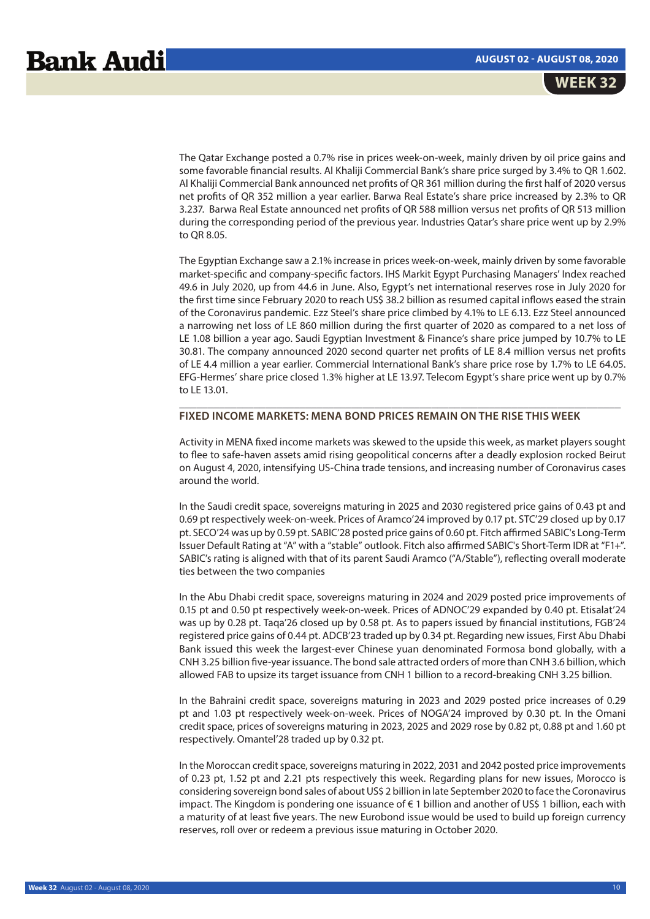The Qatar Exchange posted a 0.7% rise in prices week-on-week, mainly driven by oil price gains and some favorable financial results. Al Khaliji Commercial Bank's share price surged by 3.4% to QR 1.602. Al Khaliji Commercial Bank announced net profits of QR 361 million during the first half of 2020 versus net profits of QR 352 million a year earlier. Barwa Real Estate's share price increased by 2.3% to QR 3.237. Barwa Real Estate announced net profits of QR 588 million versus net profits of QR 513 million during the corresponding period of the previous year. Industries Qatar's share price went up by 2.9% to QR 8.05.

The Egyptian Exchange saw a 2.1% increase in prices week-on-week, mainly driven by some favorable market-specific and company-specific factors. IHS Markit Egypt Purchasing Managers' Index reached 49.6 in July 2020, up from 44.6 in June. Also, Egypt's net international reserves rose in July 2020 for the first time since February 2020 to reach US$ 38.2 billion as resumed capital inflows eased the strain of the Coronavirus pandemic. Ezz Steel's share price climbed by 4.1% to LE 6.13. Ezz Steel announced a narrowing net loss of LE 860 million during the first quarter of 2020 as compared to a net loss of LE 1.08 billion a year ago. Saudi Egyptian Investment & Finance's share price jumped by 10.7% to LE 30.81. The company announced 2020 second quarter net profits of LE 8.4 million versus net profits of LE 4.4 million a year earlier. Commercial International Bank's share price rose by 1.7% to LE 64.05. EFG-Hermes' share price closed 1.3% higher at LE 13.97. Telecom Egypt's share price went up by 0.7% to LE 13.01.

## FIXED INCOME MARKETS: MENA BOND PRICES REMAIN ON THE RISE THIS WEEK

Activity in MENA fixed income markets was skewed to the upside this week, as market players sought to flee to safe-haven assets amid rising geopolitical concerns after a deadly explosion rocked Beirut on August 4, 2020, intensifying US-China trade tensions, and increasing number of Coronavirus cases around the world.

In the Saudi credit space, sovereigns maturing in 2025 and 2030 registered price gains of 0.43 pt and 0.69 pt respectively week-on-week. Prices of Aramco'24 improved by 0.17 pt. STC'29 closed up by 0.17 pt. SECO'24 was up by 0.59 pt. SABIC'28 posted price gains of 0.60 pt. Fitch affirmed SABIC's Long-Term Issuer Default Rating at "A" with a "stable" outlook. Fitch also affirmed SABIC's Short-Term IDR at "F1+". SABIC's rating is aligned with that of its parent Saudi Aramco ("A/Stable"), reflecting overall moderate ties between the two companies

In the Abu Dhabi credit space, sovereigns maturing in 2024 and 2029 posted price improvements of 0.15 pt and 0.50 pt respectively week-on-week. Prices of ADNOC'29 expanded by 0.40 pt. Etisalat'24 was up by 0.28 pt. Taqa'26 closed up by 0.58 pt. As to papers issued by financial institutions, FGB'24 registered price gains of 0.44 pt. ADCB'23 traded up by 0.34 pt. Regarding new issues, First Abu Dhabi Bank issued this week the largest-ever Chinese yuan denominated Formosa bond globally, with a CNH 3.25 billion five-year issuance. The bond sale attracted orders of more than CNH 3.6 billion, which allowed FAB to upsize its target issuance from CNH 1 billion to a record-breaking CNH 3.25 billion.

In the Bahraini credit space, sovereigns maturing in 2023 and 2029 posted price increases of 0.29 pt and 1.03 pt respectively week-on-week. Prices of NOGA'24 improved by 0.30 pt. In the Omani credit space, prices of sovereigns maturing in 2023, 2025 and 2029 rose by 0.82 pt, 0.88 pt and 1.60 pt respectively. Omantel'28 traded up by 0.32 pt.

In the Moroccan credit space, sovereigns maturing in 2022, 2031 and 2042 posted price improvements of 0.23 pt, 1.52 pt and 2.21 pts respectively this week. Regarding plans for new issues, Morocco is considering sovereign bond sales of about US$ 2 billion in late September 2020 to face the Coronavirus impact. The Kingdom is pondering one issuance of € 1 billion and another of US$ 1 billion, each with a maturity of at least five years. The new Eurobond issue would be used to build up foreign currency reserves, roll over or redeem a previous issue maturing in October 2020.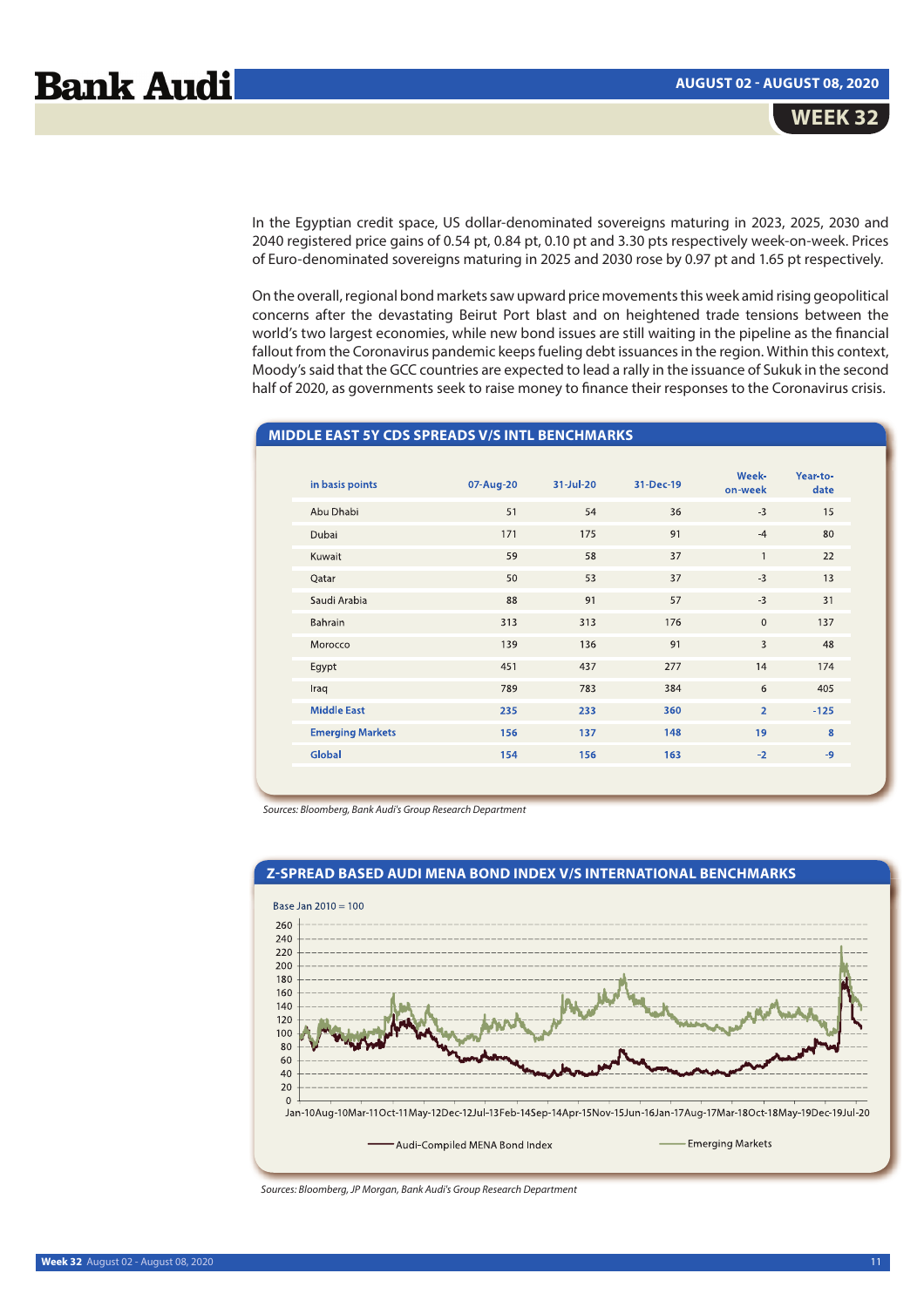In the Egyptian credit space, US dollar-denominated sovereigns maturing in 2023, 2025, 2030 and 2040 registered price gains of 0.54 pt, 0.84 pt, 0.10 pt and 3.30 pts respectively week-on-week. Prices of Euro-denominated sovereigns maturing in 2025 and 2030 rose by 0.97 pt and 1.65 pt respectively.

On the overall, regional bond markets saw upward price movements this week amid rising geopolitical concerns after the devastating Beirut Port blast and on heightened trade tensions between the world's two largest economies, while new bond issues are still waiting in the pipeline as the financial fallout from the Coronavirus pandemic keeps fueling debt issuances in the region. Within this context, Moody's said that the GCC countries are expected to lead a rally in the issuance of Sukuk in the second half of 2020, as governments seek to raise money to finance their responses to the Coronavirus crisis.

## MIDDLE EAST 5Y CDS SPREADS V/S INTL BENCHMARKS

| in basis points | 07-Aug-20 | 31-Jul-20 | 31-Dec-19 | Week-on-week | Year-to-date |
|---|---|---|---|---|---|
| Abu Dhabi | 51 | 54 | 36 | -3 | 15 |
| Dubai | 171 | 175 | 91 | -4 | 80 |
| Kuwait | 59 | 58 | 37 | 1 | 22 |
| Qatar | 50 | 53 | 37 | -3 | 13 |
| Saudi Arabia | 88 | 91 | 57 | -3 | 31 |
| Bahrain | 313 | 313 | 176 | 0 | 137 |
| Morocco | 139 | 136 | 91 | 3 | 48 |
| Egypt | 451 | 437 | 277 | 14 | 174 |
| Iraq | 789 | 783 | 384 | 6 | 405 |
| **Middle East** | **235** | **233** | **360** | **2** | **-125** |
| **Emerging Markets** | **156** | **137** | **148** | **19** | **8** |
| **Global** | **154** | **156** | **163** | **-2** | **-9** |

*Sources: Bloomberg, Bank Audi's Group Research Department*

## Z-SPREAD BASED AUDI MENA BOND INDEX V/S INTERNATIONAL BENCHMARKS

Base Jan 2010 = 100

Audi-Compiled MENA Bond Index — Emerging Markets

*Sources: Bloomberg, JP Morgan, Bank Audi's Group Research Department*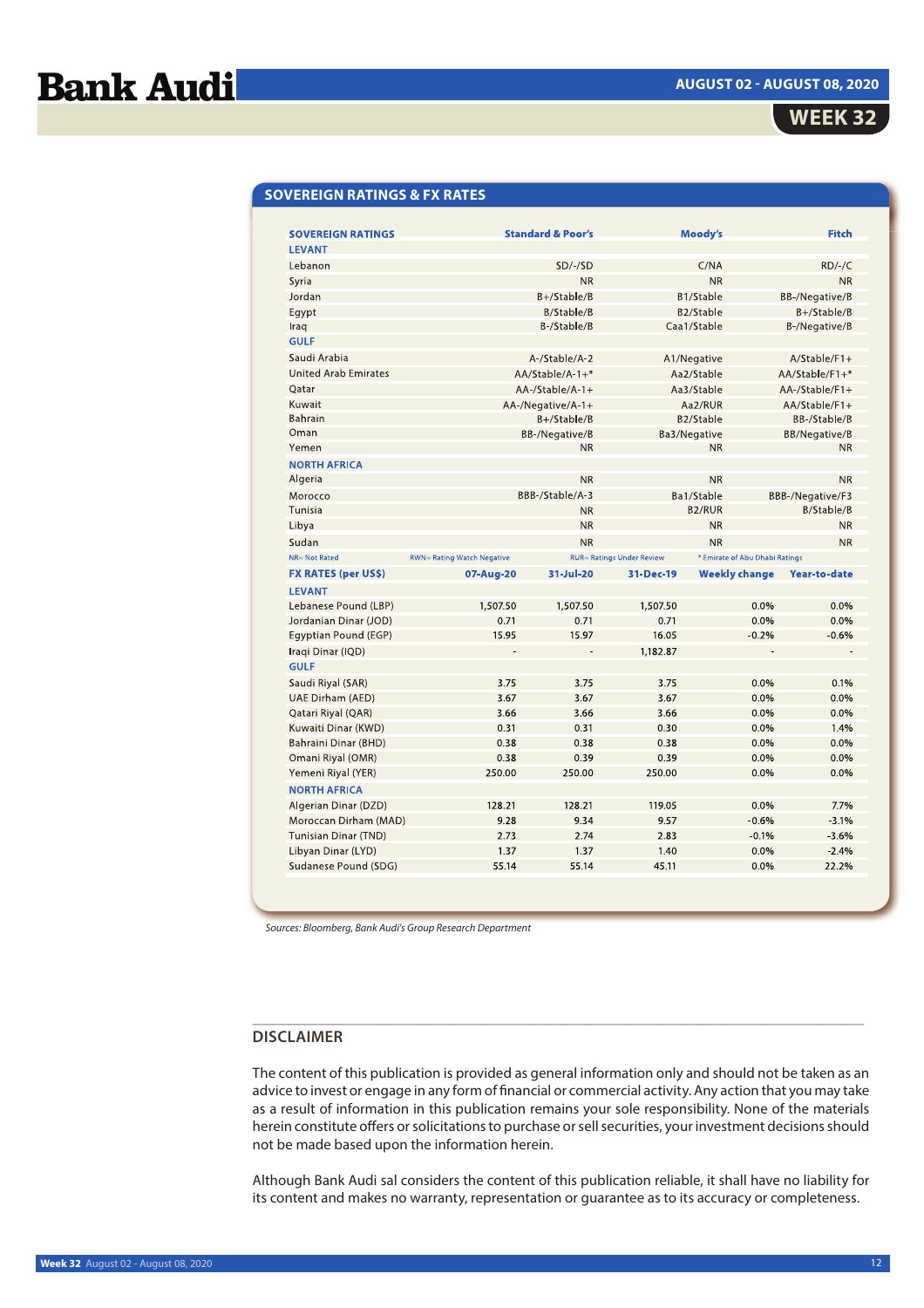## SOVEREIGN RATINGS & FX RATES

| SOVEREIGN RATINGS | Standard & Poor's | Moody's | Fitch |
|---|---|---|---|
| **LEVANT** | | | |
| Lebanon | SD/-/SD | C/NA | RD/-/C |
| Syria | NR | NR | NR |
| Jordan | B+/Stable/B | B1/Stable | BB-/Negative/B |
| Egypt | B/Stable/B | B2/Stable | B+/Stable/B |
| Iraq | B-/Stable/B | Caa1/Stable | B-/Negative/B |
| **GULF** | | | |
| Saudi Arabia | A-/Stable/A-2 | A1/Negative | A/Stable/F1+ |
| United Arab Emirates | AA/Stable/A-1+* | Aa2/Stable | AA/Stable/F1+* |
| Qatar | AA-/Stable/A-1+ | Aa3/Stable | AA-/Stable/F1+ |
| Kuwait | AA-/Negative/A-1+ | Aa2/RUR | AA/Stable/F1+ |
| Bahrain | B+/Stable/B | B2/Stable | BB-/Stable/B |
| Oman | BB-/Negative/B | Ba3/Negative | BB/Negative/B |
| Yemen | NR | NR | NR |
| **NORTH AFRICA** | | | |
| Algeria | NR | NR | NR |
| Morocco | BBB-/Stable/A-3 | Ba1/Stable | BBB-/Negative/F3 |
| Tunisia | NR | B2/RUR | B/Stable/B |
| Libya | NR | NR | NR |
| Sudan | NR | NR | NR |

NR= Not Rated RWN= Rating Watch Negative RUR= Ratings Under Review * Emirate of Abu Dhabi Ratings

| FX RATES (per US$) | 07-Aug-20 | 31-Jul-20 | 31-Dec-19 | Weekly change | Year-to-date |
|---|---|---|---|---|---|
| **LEVANT** | | | | | |
| Lebanese Pound (LBP) | 1,507.50 | 1,507.50 | 1,507.50 | 0.0% | 0.0% |
| Jordanian Dinar (JOD) | 0.71 | 0.71 | 0.71 | 0.0% | 0.0% |
| Egyptian Pound (EGP) | 15.95 | 15.97 | 16.05 | -0.2% | -0.6% |
| Iraqi Dinar (IQD) | - | - | 1,182.87 | - | - |
| **GULF** | | | | | |
| Saudi Riyal (SAR) | 3.75 | 3.75 | 3.75 | 0.0% | 0.1% |
| UAE Dirham (AED) | 3.67 | 3.67 | 3.67 | 0.0% | 0.0% |
| Qatari Riyal (QAR) | 3.66 | 3.66 | 3.66 | 0.0% | 0.0% |
| Kuwaiti Dinar (KWD) | 0.31 | 0.31 | 0.30 | 0.0% | 1.4% |
| Bahraini Dinar (BHD) | 0.38 | 0.38 | 0.38 | 0.0% | 0.0% |
| Omani Riyal (OMR) | 0.38 | 0.39 | 0.39 | 0.0% | 0.0% |
| Yemeni Riyal (YER) | 250.00 | 250.00 | 250.00 | 0.0% | 0.0% |
| **NORTH AFRICA** | | | | | |
| Algerian Dinar (DZD) | 128.21 | 128.21 | 119.05 | 0.0% | 7.7% |
| Moroccan Dirham (MAD) | 9.28 | 9.34 | 9.57 | -0.6% | -3.1% |
| Tunisian Dinar (TND) | 2.73 | 2.74 | 2.83 | -0.1% | -3.6% |
| Libyan Dinar (LYD) | 1.37 | 1.37 | 1.40 | 0.0% | -2.4% |
| Sudanese Pound (SDG) | 55.14 | 55.14 | 45.11 | 0.0% | 22.2% |

*Sources: Bloomberg, Bank Audi's Group Research Department*

## DISCLAIMER

The content of this publication is provided as general information only and should not be taken as an advice to invest or engage in any form of financial or commercial activity. Any action that you may take as a result of information in this publication remains your sole responsibility. None of the materials herein constitute offers or solicitations to purchase or sell securities, your investment decisions should not be made based upon the information herein.

Although Bank Audi sal considers the content of this publication reliable, it shall have no liability for its content and makes no warranty, representation or guarantee as to its accuracy or completeness.